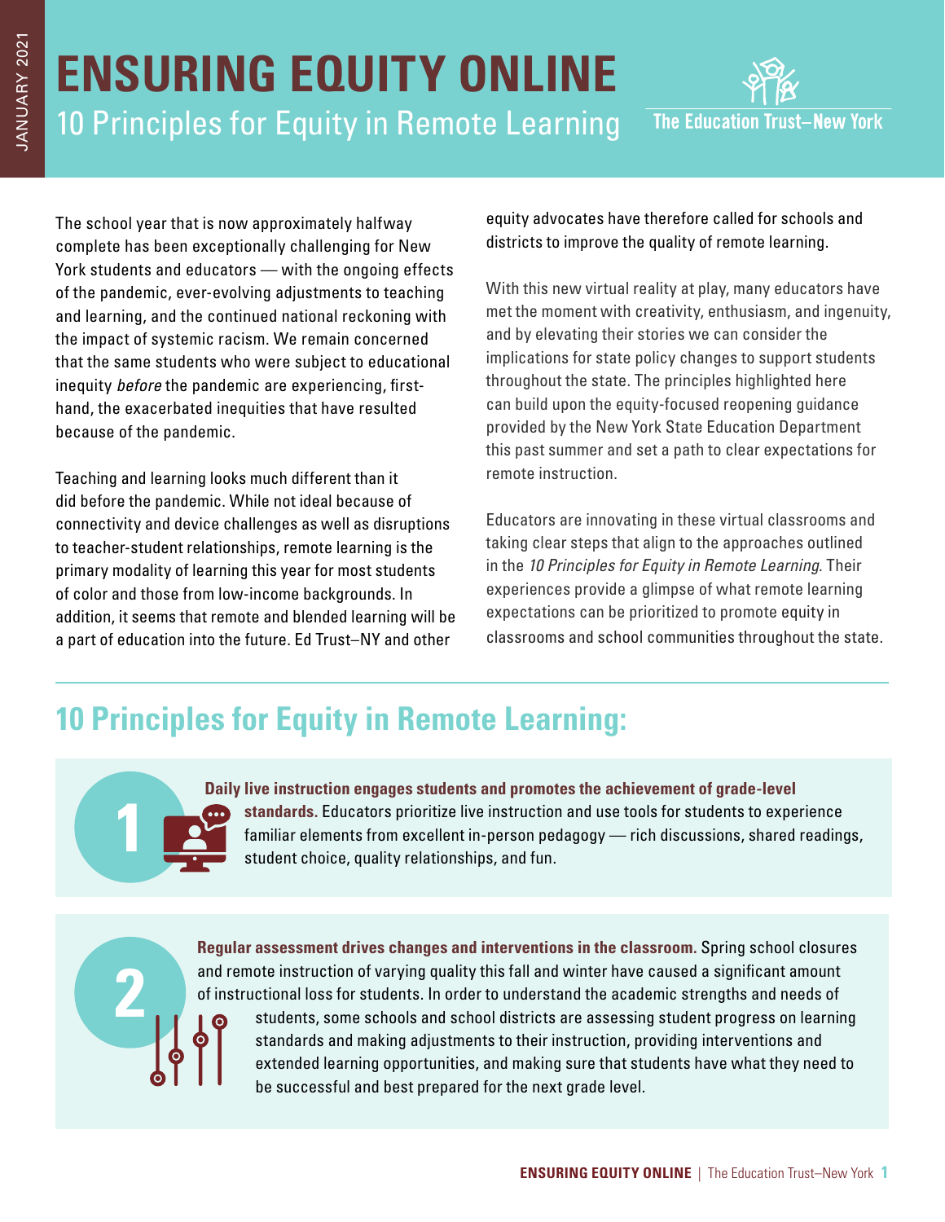# ENSURING EQUITY ONLINE

## 10 Principles for Equity in Remote Learning

JANUARY 2021

The Education Trust–New York

The school year that is now approximately halfway complete has been exceptionally challenging for New York students and educators — with the ongoing effects of the pandemic, ever-evolving adjustments to teaching and learning, and the continued national reckoning with the impact of systemic racism. We remain concerned that the same students who were subject to educational inequity *before* the pandemic are experiencing, first-hand, the exacerbated inequities that have resulted because of the pandemic.

Teaching and learning looks much different than it did before the pandemic. While not ideal because of connectivity and device challenges as well as disruptions to teacher-student relationships, remote learning is the primary modality of learning this year for most students of color and those from low-income backgrounds. In addition, it seems that remote and blended learning will be a part of education into the future. Ed Trust–NY and other equity advocates have therefore called for schools and districts to improve the quality of remote learning.

With this new virtual reality at play, many educators have met the moment with creativity, enthusiasm, and ingenuity, and by elevating their stories we can consider the implications for state policy changes to support students throughout the state. The principles highlighted here can build upon the equity-focused reopening guidance provided by the New York State Education Department this past summer and set a path to clear expectations for remote instruction.

Educators are innovating in these virtual classrooms and taking clear steps that align to the approaches outlined in the *10 Principles for Equity in Remote Learning*. Their experiences provide a glimpse of what remote learning expectations can be prioritized to promote equity in classrooms and school communities throughout the state.

## 10 Principles for Equity in Remote Learning:

**1** **Daily live instruction engages students and promotes the achievement of grade-level standards.** Educators prioritize live instruction and use tools for students to experience familiar elements from excellent in-person pedagogy — rich discussions, shared readings, student choice, quality relationships, and fun.

**2** **Regular assessment drives changes and interventions in the classroom.** Spring school closures and remote instruction of varying quality this fall and winter have caused a significant amount of instructional loss for students. In order to understand the academic strengths and needs of students, some schools and school districts are assessing student progress on learning standards and making adjustments to their instruction, providing interventions and extended learning opportunities, and making sure that students have what they need to be successful and best prepared for the next grade level.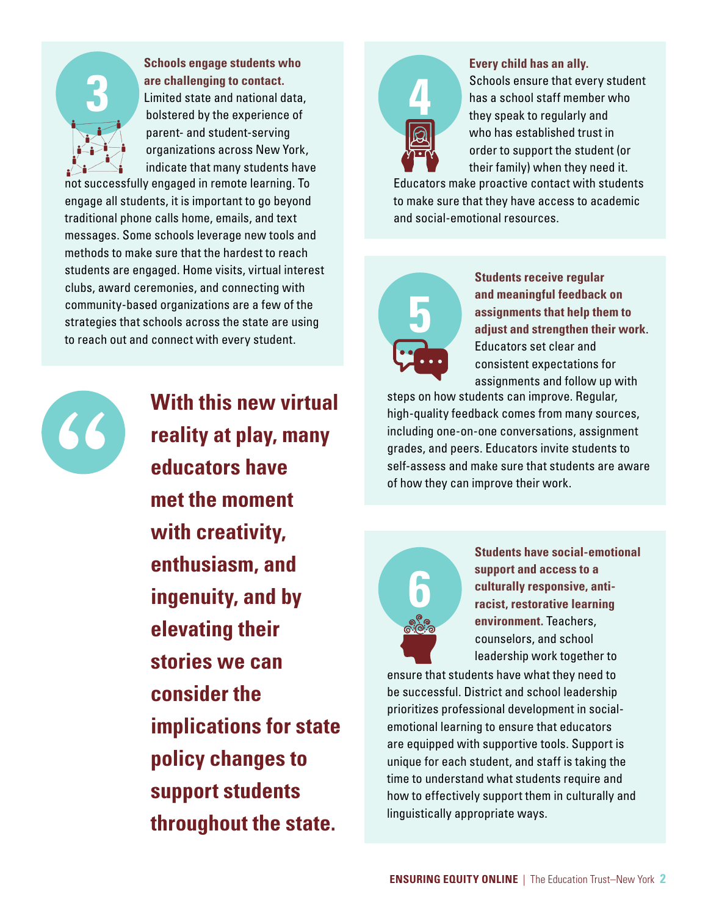## 3

**Schools engage students who are challenging to contact.** Limited state and national data, bolstered by the experience of parent- and student-serving organizations across New York, indicate that many students have not successfully engaged in remote learning. To engage all students, it is important to go beyond traditional phone calls home, emails, and text messages. Some schools leverage new tools and methods to make sure that the hardest to reach students are engaged. Home visits, virtual interest clubs, award ceremonies, and connecting with community-based organizations are a few of the strategies that schools across the state are using to reach out and connect with every student.

> **With this new virtual reality at play, many educators have met the moment with creativity, enthusiasm, and ingenuity, and by elevating their stories we can consider the implications for state policy changes to support students throughout the state.**

## 4

**Every child has an ally.** Schools ensure that every student has a school staff member who they speak to regularly and who has established trust in order to support the student (or their family) when they need it. Educators make proactive contact with students to make sure that they have access to academic and social-emotional resources.

## 5

**Students receive regular and meaningful feedback on assignments that help them to adjust and strengthen their work.** Educators set clear and consistent expectations for assignments and follow up with steps on how students can improve. Regular, high-quality feedback comes from many sources, including one-on-one conversations, assignment grades, and peers. Educators invite students to self-assess and make sure that students are aware of how they can improve their work.

## 6

**Students have social-emotional support and access to a culturally responsive, anti-racist, restorative learning environment.** Teachers, counselors, and school leadership work together to ensure that students have what they need to be successful. District and school leadership prioritizes professional development in social-emotional learning to ensure that educators are equipped with supportive tools. Support is unique for each student, and staff is taking the time to understand what students require and how to effectively support them in culturally and linguistically appropriate ways.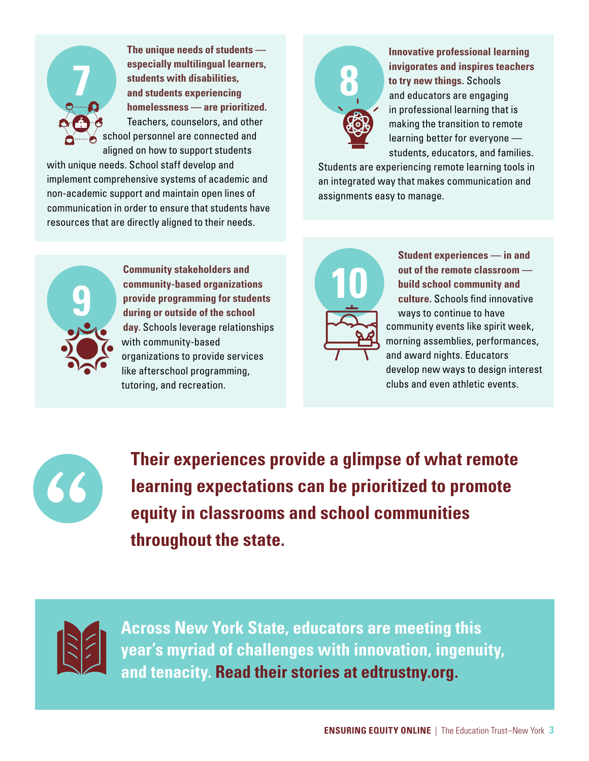## 7

**The unique needs of students — especially multilingual learners, students with disabilities, and students experiencing homelessness — are prioritized.** Teachers, counselors, and other school personnel are connected and aligned on how to support students with unique needs. School staff develop and implement comprehensive systems of academic and non-academic support and maintain open lines of communication in order to ensure that students have resources that are directly aligned to their needs.

## 8

**Innovative professional learning invigorates and inspires teachers to try new things.** Schools and educators are engaging in professional learning that is making the transition to remote learning better for everyone — students, educators, and families. Students are experiencing remote learning tools in an integrated way that makes communication and assignments easy to manage.

## 9

**Community stakeholders and community-based organizations provide programming for students during or outside of the school day.** Schools leverage relationships with community-based organizations to provide services like afterschool programming, tutoring, and recreation.

## 10

**Student experiences — in and out of the remote classroom — build school community and culture.** Schools find innovative ways to continue to have community events like spirit week, morning assemblies, performances, and award nights. Educators develop new ways to design interest clubs and even athletic events.

> **Their experiences provide a glimpse of what remote learning expectations can be prioritized to promote equity in classrooms and school communities throughout the state.**

**Across New York State, educators are meeting this year's myriad of challenges with innovation, ingenuity, and tenacity. Read their stories at edtrustny.org.**